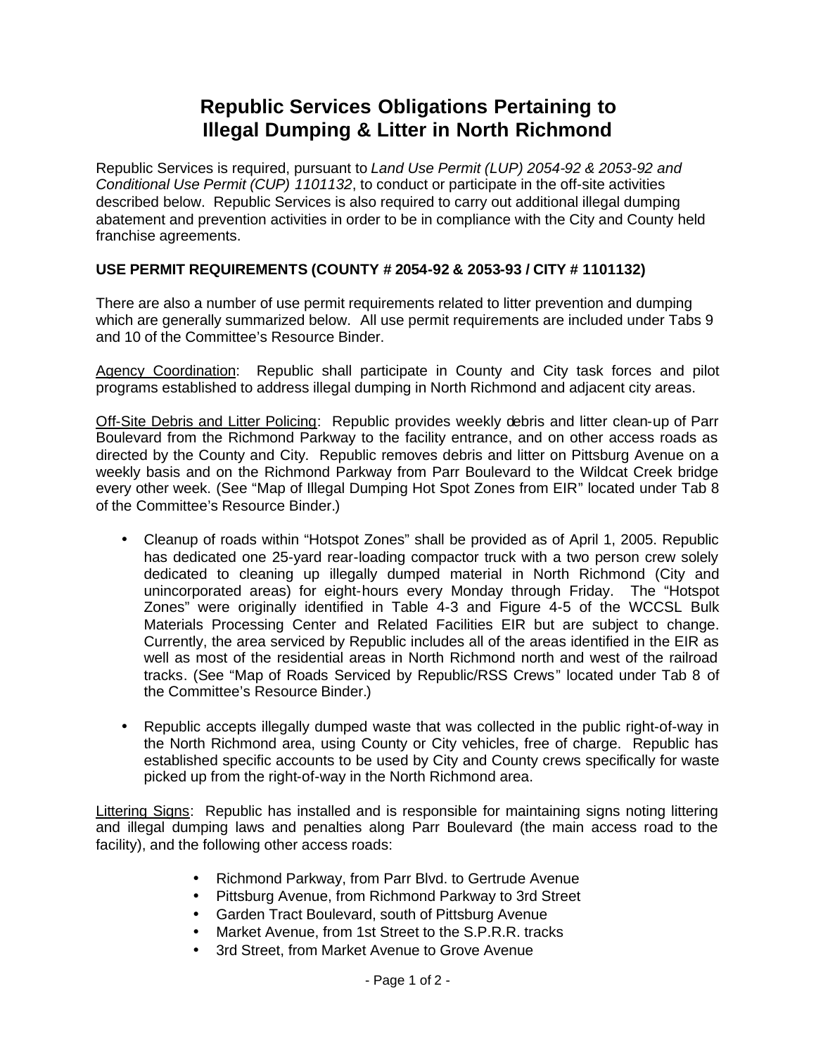# Republic Services Obligations Pertaining to Illegal Dumping & Litter in North Richmond

Republic Services is required, pursuant to *Land Use Permit (LUP) 2054-92 & 2053-92 and Conditional Use Permit (CUP) 1101132*, to conduct or participate in the off-site activities described below. Republic Services is also required to carry out additional illegal dumping abatement and prevention activities in order to be in compliance with the City and County held franchise agreements.

**USE PERMIT REQUIREMENTS (COUNTY # 2054-92 & 2053-93 / CITY # 1101132)**

There are also a number of use permit requirements related to litter prevention and dumping which are generally summarized below. All use permit requirements are included under Tabs 9 and 10 of the Committee's Resource Binder.

<u>Agency Coordination</u>: Republic shall participate in County and City task forces and pilot programs established to address illegal dumping in North Richmond and adjacent city areas.

<u>Off-Site Debris and Litter Policing</u>: Republic provides weekly debris and litter clean-up of Parr Boulevard from the Richmond Parkway to the facility entrance, and on other access roads as directed by the County and City. Republic removes debris and litter on Pittsburg Avenue on a weekly basis and on the Richmond Parkway from Parr Boulevard to the Wildcat Creek bridge every other week. (See "Map of Illegal Dumping Hot Spot Zones from EIR" located under Tab 8 of the Committee's Resource Binder.)

- Cleanup of roads within "Hotspot Zones" shall be provided as of April 1, 2005. Republic has dedicated one 25-yard rear-loading compactor truck with a two person crew solely dedicated to cleaning up illegally dumped material in North Richmond (City and unincorporated areas) for eight-hours every Monday through Friday. The "Hotspot Zones" were originally identified in Table 4-3 and Figure 4-5 of the WCCSL Bulk Materials Processing Center and Related Facilities EIR but are subject to change. Currently, the area serviced by Republic includes all of the areas identified in the EIR as well as most of the residential areas in North Richmond north and west of the railroad tracks. (See "Map of Roads Serviced by Republic/RSS Crews" located under Tab 8 of the Committee's Resource Binder.)

- Republic accepts illegally dumped waste that was collected in the public right-of-way in the North Richmond area, using County or City vehicles, free of charge. Republic has established specific accounts to be used by City and County crews specifically for waste picked up from the right-of-way in the North Richmond area.

<u>Littering Signs</u>: Republic has installed and is responsible for maintaining signs noting littering and illegal dumping laws and penalties along Parr Boulevard (the main access road to the facility), and the following other access roads:

- Richmond Parkway, from Parr Blvd. to Gertrude Avenue
- Pittsburg Avenue, from Richmond Parkway to 3rd Street
- Garden Tract Boulevard, south of Pittsburg Avenue
- Market Avenue, from 1st Street to the S.P.R.R. tracks
- 3rd Street, from Market Avenue to Grove Avenue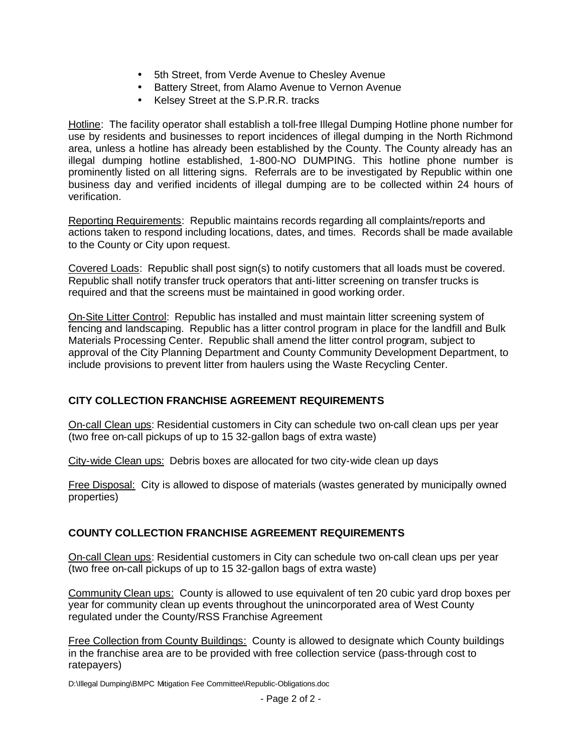- 5th Street, from Verde Avenue to Chesley Avenue
- Battery Street, from Alamo Avenue to Vernon Avenue
- Kelsey Street at the S.P.R.R. tracks

Hotline: The facility operator shall establish a toll-free Illegal Dumping Hotline phone number for use by residents and businesses to report incidences of illegal dumping in the North Richmond area, unless a hotline has already been established by the County. The County already has an illegal dumping hotline established, 1-800-NO DUMPING. This hotline phone number is prominently listed on all littering signs. Referrals are to be investigated by Republic within one business day and verified incidents of illegal dumping are to be collected within 24 hours of verification.

Reporting Requirements: Republic maintains records regarding all complaints/reports and actions taken to respond including locations, dates, and times. Records shall be made available to the County or City upon request.

Covered Loads: Republic shall post sign(s) to notify customers that all loads must be covered. Republic shall notify transfer truck operators that anti-litter screening on transfer trucks is required and that the screens must be maintained in good working order.

On-Site Litter Control: Republic has installed and must maintain litter screening system of fencing and landscaping. Republic has a litter control program in place for the landfill and Bulk Materials Processing Center. Republic shall amend the litter control program, subject to approval of the City Planning Department and County Community Development Department, to include provisions to prevent litter from haulers using the Waste Recycling Center.

**CITY COLLECTION FRANCHISE AGREEMENT REQUIREMENTS**

On-call Clean ups: Residential customers in City can schedule two on-call clean ups per year (two free on-call pickups of up to 15 32-gallon bags of extra waste)

City-wide Clean ups: Debris boxes are allocated for two city-wide clean up days

Free Disposal: City is allowed to dispose of materials (wastes generated by municipally owned properties)

**COUNTY COLLECTION FRANCHISE AGREEMENT REQUIREMENTS**

On-call Clean ups: Residential customers in City can schedule two on-call clean ups per year (two free on-call pickups of up to 15 32-gallon bags of extra waste)

Community Clean ups: County is allowed to use equivalent of ten 20 cubic yard drop boxes per year for community clean up events throughout the unincorporated area of West County regulated under the County/RSS Franchise Agreement

Free Collection from County Buildings: County is allowed to designate which County buildings in the franchise area are to be provided with free collection service (pass-through cost to ratepayers)

D:\Illegal Dumping\BMPC Mitigation Fee Committee\Republic-Obligations.doc